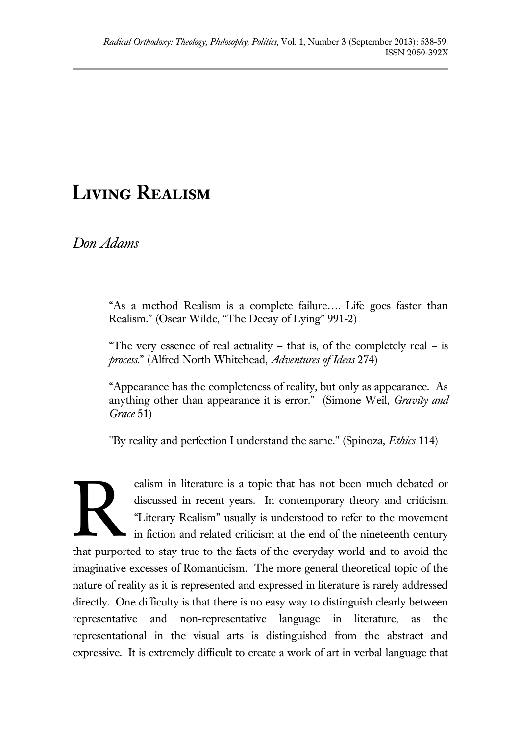# Living Realism

*Don Adams*

> "As a method Realism is a complete failure…. Life goes faster than Realism." (Oscar Wilde, "The Decay of Lying" 991-2)

> "The very essence of real actuality – that is, of the completely real – is *process*." (Alfred North Whitehead, *Adventures of Ideas* 274)

> "Appearance has the completeness of reality, but only as appearance. As anything other than appearance it is error." (Simone Weil, *Gravity and Grace* 51)

> "By reality and perfection I understand the same." (Spinoza, *Ethics* 114)

Realism in literature is a topic that has not been much debated or discussed in recent years. In contemporary theory and criticism, "Literary Realism" usually is understood to refer to the movement in fiction and related criticism at the end of the nineteenth century that purported to stay true to the facts of the everyday world and to avoid the imaginative excesses of Romanticism. The more general theoretical topic of the nature of reality as it is represented and expressed in literature is rarely addressed directly. One difficulty is that there is no easy way to distinguish clearly between representative and non-representative language in literature, as the representational in the visual arts is distinguished from the abstract and expressive. It is extremely difficult to create a work of art in verbal language that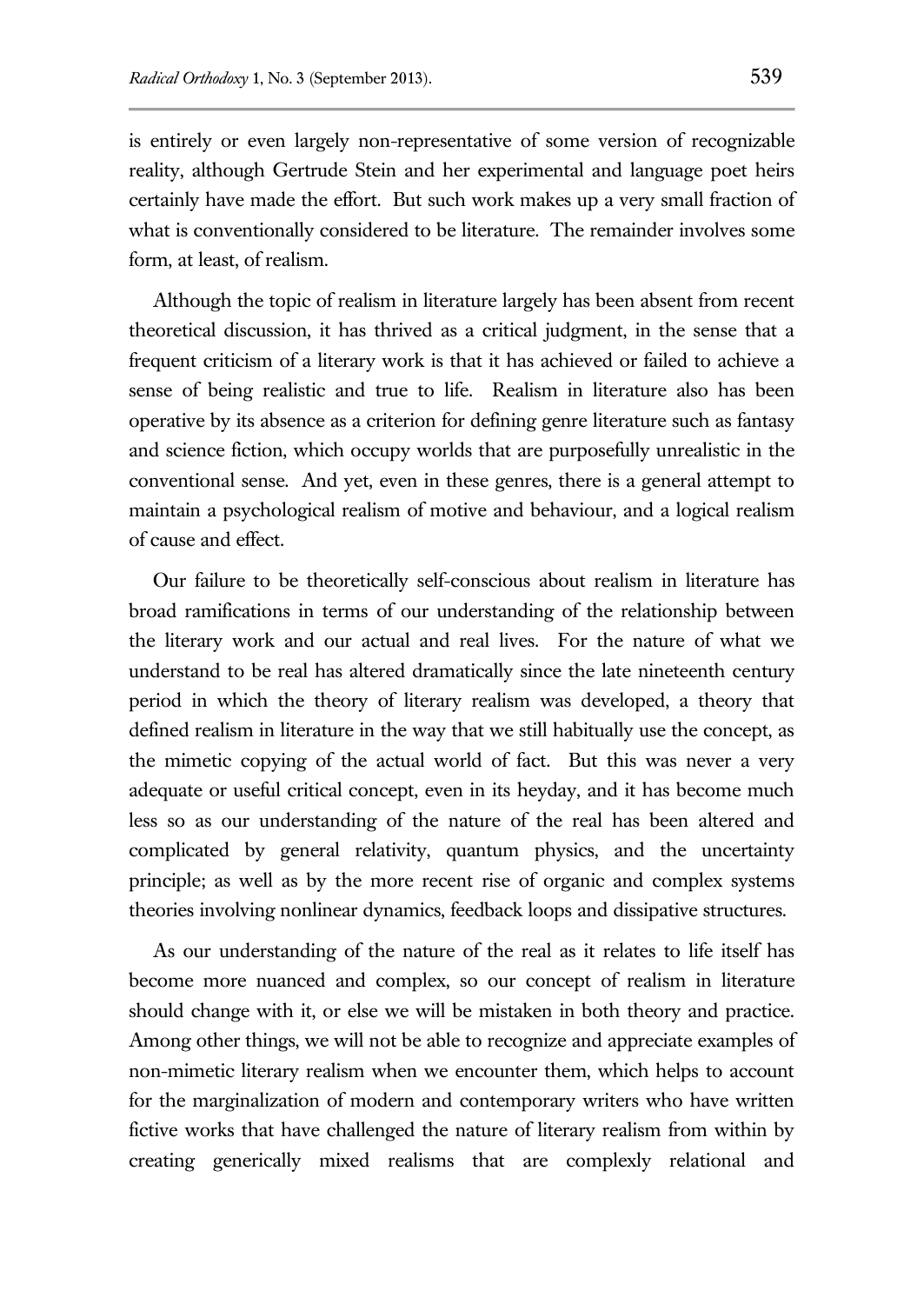is entirely or even largely non-representative of some version of recognizable reality, although Gertrude Stein and her experimental and language poet heirs certainly have made the effort. But such work makes up a very small fraction of what is conventionally considered to be literature. The remainder involves some form, at least, of realism.

Although the topic of realism in literature largely has been absent from recent theoretical discussion, it has thrived as a critical judgment, in the sense that a frequent criticism of a literary work is that it has achieved or failed to achieve a sense of being realistic and true to life. Realism in literature also has been operative by its absence as a criterion for defining genre literature such as fantasy and science fiction, which occupy worlds that are purposefully unrealistic in the conventional sense. And yet, even in these genres, there is a general attempt to maintain a psychological realism of motive and behaviour, and a logical realism of cause and effect.

Our failure to be theoretically self-conscious about realism in literature has broad ramifications in terms of our understanding of the relationship between the literary work and our actual and real lives. For the nature of what we understand to be real has altered dramatically since the late nineteenth century period in which the theory of literary realism was developed, a theory that defined realism in literature in the way that we still habitually use the concept, as the mimetic copying of the actual world of fact. But this was never a very adequate or useful critical concept, even in its heyday, and it has become much less so as our understanding of the nature of the real has been altered and complicated by general relativity, quantum physics, and the uncertainty principle; as well as by the more recent rise of organic and complex systems theories involving nonlinear dynamics, feedback loops and dissipative structures.

As our understanding of the nature of the real as it relates to life itself has become more nuanced and complex, so our concept of realism in literature should change with it, or else we will be mistaken in both theory and practice. Among other things, we will not be able to recognize and appreciate examples of non-mimetic literary realism when we encounter them, which helps to account for the marginalization of modern and contemporary writers who have written fictive works that have challenged the nature of literary realism from within by creating generically mixed realisms that are complexly relational and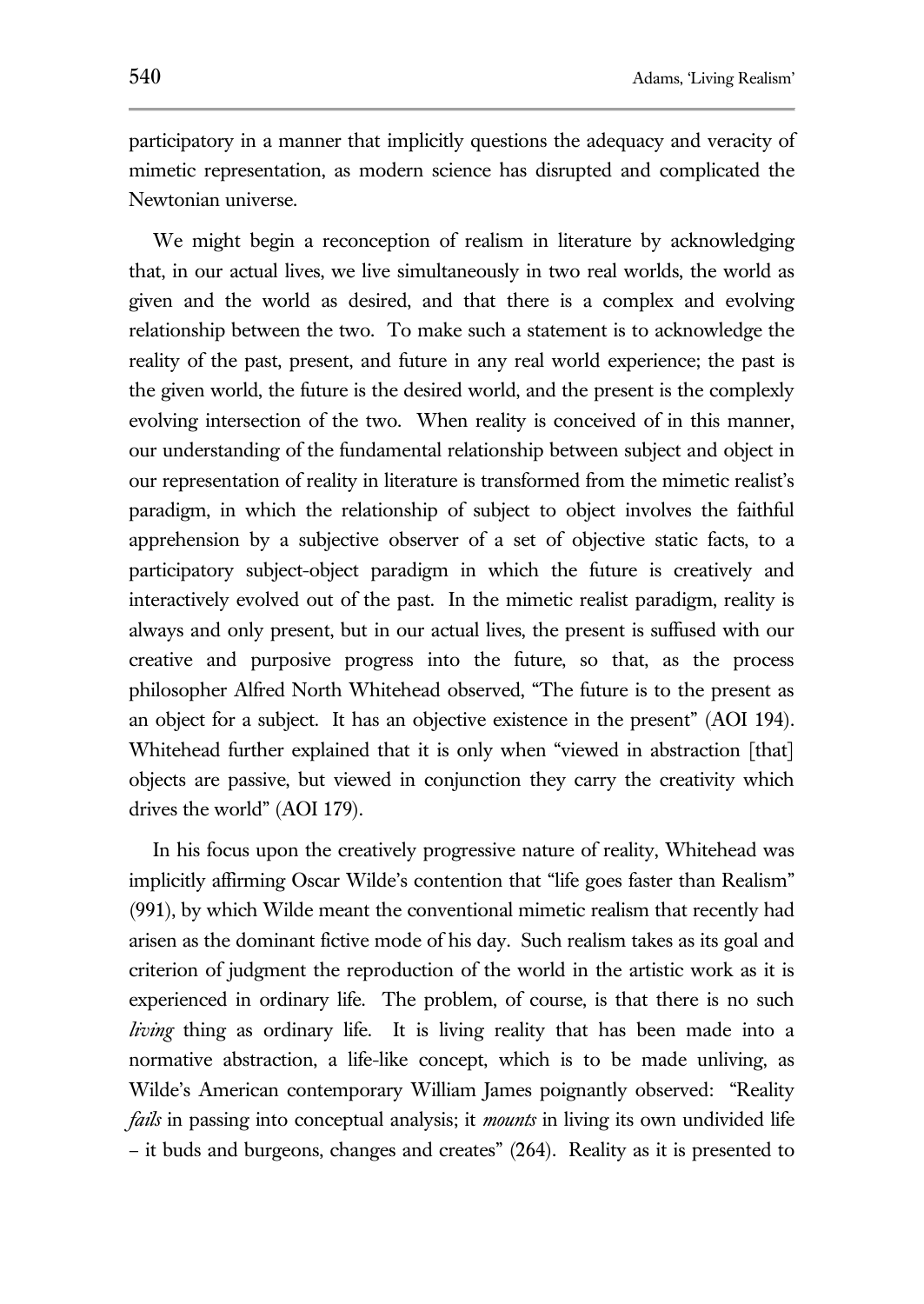participatory in a manner that implicitly questions the adequacy and veracity of mimetic representation, as modern science has disrupted and complicated the Newtonian universe.

We might begin a reconception of realism in literature by acknowledging that, in our actual lives, we live simultaneously in two real worlds, the world as given and the world as desired, and that there is a complex and evolving relationship between the two. To make such a statement is to acknowledge the reality of the past, present, and future in any real world experience; the past is the given world, the future is the desired world, and the present is the complexly evolving intersection of the two. When reality is conceived of in this manner, our understanding of the fundamental relationship between subject and object in our representation of reality in literature is transformed from the mimetic realist's paradigm, in which the relationship of subject to object involves the faithful apprehension by a subjective observer of a set of objective static facts, to a participatory subject-object paradigm in which the future is creatively and interactively evolved out of the past. In the mimetic realist paradigm, reality is always and only present, but in our actual lives, the present is suffused with our creative and purposive progress into the future, so that, as the process philosopher Alfred North Whitehead observed, "The future is to the present as an object for a subject. It has an objective existence in the present" (AOI 194). Whitehead further explained that it is only when "viewed in abstraction [that] objects are passive, but viewed in conjunction they carry the creativity which drives the world" (AOI 179).

In his focus upon the creatively progressive nature of reality, Whitehead was implicitly affirming Oscar Wilde's contention that "life goes faster than Realism" (991), by which Wilde meant the conventional mimetic realism that recently had arisen as the dominant fictive mode of his day. Such realism takes as its goal and criterion of judgment the reproduction of the world in the artistic work as it is experienced in ordinary life. The problem, of course, is that there is no such *living* thing as ordinary life. It is living reality that has been made into a normative abstraction, a life-like concept, which is to be made unliving, as Wilde's American contemporary William James poignantly observed: "Reality *fails* in passing into conceptual analysis; it *mounts* in living its own undivided life – it buds and burgeons, changes and creates" (264). Reality as it is presented to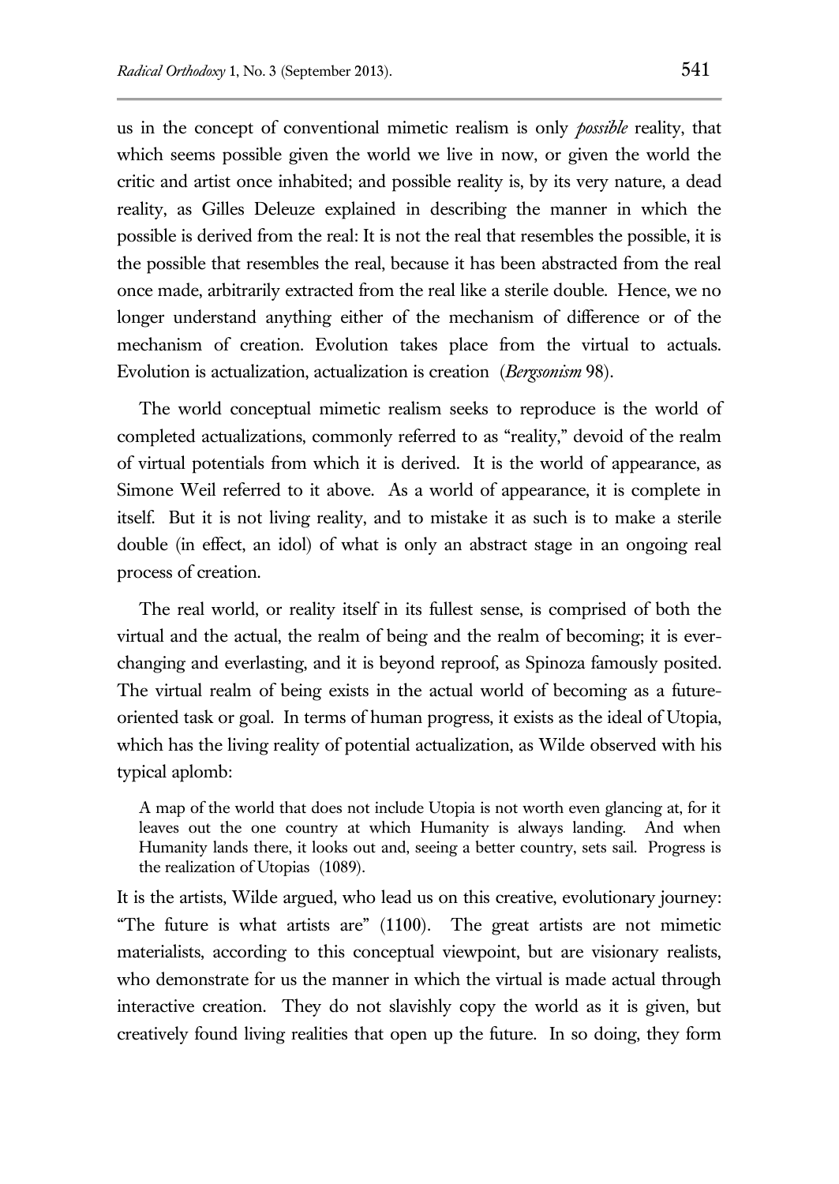us in the concept of conventional mimetic realism is only *possible* reality, that which seems possible given the world we live in now, or given the world the critic and artist once inhabited; and possible reality is, by its very nature, a dead reality, as Gilles Deleuze explained in describing the manner in which the possible is derived from the real: It is not the real that resembles the possible, it is the possible that resembles the real, because it has been abstracted from the real once made, arbitrarily extracted from the real like a sterile double. Hence, we no longer understand anything either of the mechanism of difference or of the mechanism of creation. Evolution takes place from the virtual to actuals. Evolution is actualization, actualization is creation (*Bergsonism* 98).

The world conceptual mimetic realism seeks to reproduce is the world of completed actualizations, commonly referred to as "reality," devoid of the realm of virtual potentials from which it is derived. It is the world of appearance, as Simone Weil referred to it above. As a world of appearance, it is complete in itself. But it is not living reality, and to mistake it as such is to make a sterile double (in effect, an idol) of what is only an abstract stage in an ongoing real process of creation.

The real world, or reality itself in its fullest sense, is comprised of both the virtual and the actual, the realm of being and the realm of becoming; it is ever-changing and everlasting, and it is beyond reproof, as Spinoza famously posited. The virtual realm of being exists in the actual world of becoming as a future-oriented task or goal. In terms of human progress, it exists as the ideal of Utopia, which has the living reality of potential actualization, as Wilde observed with his typical aplomb:

> A map of the world that does not include Utopia is not worth even glancing at, for it leaves out the one country at which Humanity is always landing. And when Humanity lands there, it looks out and, seeing a better country, sets sail. Progress is the realization of Utopias (1089).

It is the artists, Wilde argued, who lead us on this creative, evolutionary journey: "The future is what artists are" (1100). The great artists are not mimetic materialists, according to this conceptual viewpoint, but are visionary realists, who demonstrate for us the manner in which the virtual is made actual through interactive creation. They do not slavishly copy the world as it is given, but creatively found living realities that open up the future. In so doing, they form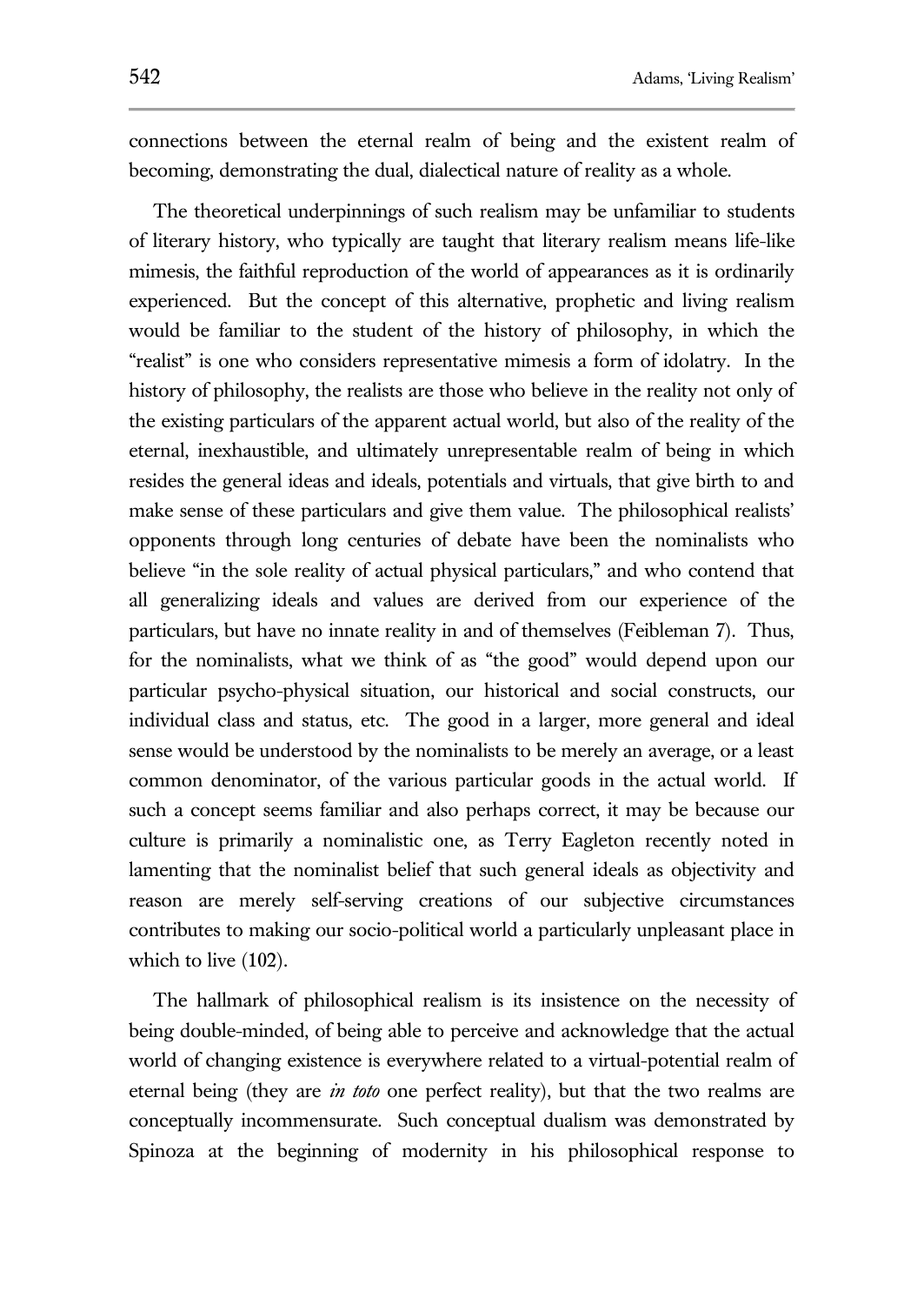connections between the eternal realm of being and the existent realm of becoming, demonstrating the dual, dialectical nature of reality as a whole.

The theoretical underpinnings of such realism may be unfamiliar to students of literary history, who typically are taught that literary realism means life-like mimesis, the faithful reproduction of the world of appearances as it is ordinarily experienced. But the concept of this alternative, prophetic and living realism would be familiar to the student of the history of philosophy, in which the "realist" is one who considers representative mimesis a form of idolatry. In the history of philosophy, the realists are those who believe in the reality not only of the existing particulars of the apparent actual world, but also of the reality of the eternal, inexhaustible, and ultimately unrepresentable realm of being in which resides the general ideas and ideals, potentials and virtuals, that give birth to and make sense of these particulars and give them value. The philosophical realists' opponents through long centuries of debate have been the nominalists who believe "in the sole reality of actual physical particulars," and who contend that all generalizing ideals and values are derived from our experience of the particulars, but have no innate reality in and of themselves (Feibleman 7). Thus, for the nominalists, what we think of as "the good" would depend upon our particular psycho-physical situation, our historical and social constructs, our individual class and status, etc. The good in a larger, more general and ideal sense would be understood by the nominalists to be merely an average, or a least common denominator, of the various particular goods in the actual world. If such a concept seems familiar and also perhaps correct, it may be because our culture is primarily a nominalistic one, as Terry Eagleton recently noted in lamenting that the nominalist belief that such general ideals as objectivity and reason are merely self-serving creations of our subjective circumstances contributes to making our socio-political world a particularly unpleasant place in which to live (102).

The hallmark of philosophical realism is its insistence on the necessity of being double-minded, of being able to perceive and acknowledge that the actual world of changing existence is everywhere related to a virtual-potential realm of eternal being (they are *in toto* one perfect reality), but that the two realms are conceptually incommensurate. Such conceptual dualism was demonstrated by Spinoza at the beginning of modernity in his philosophical response to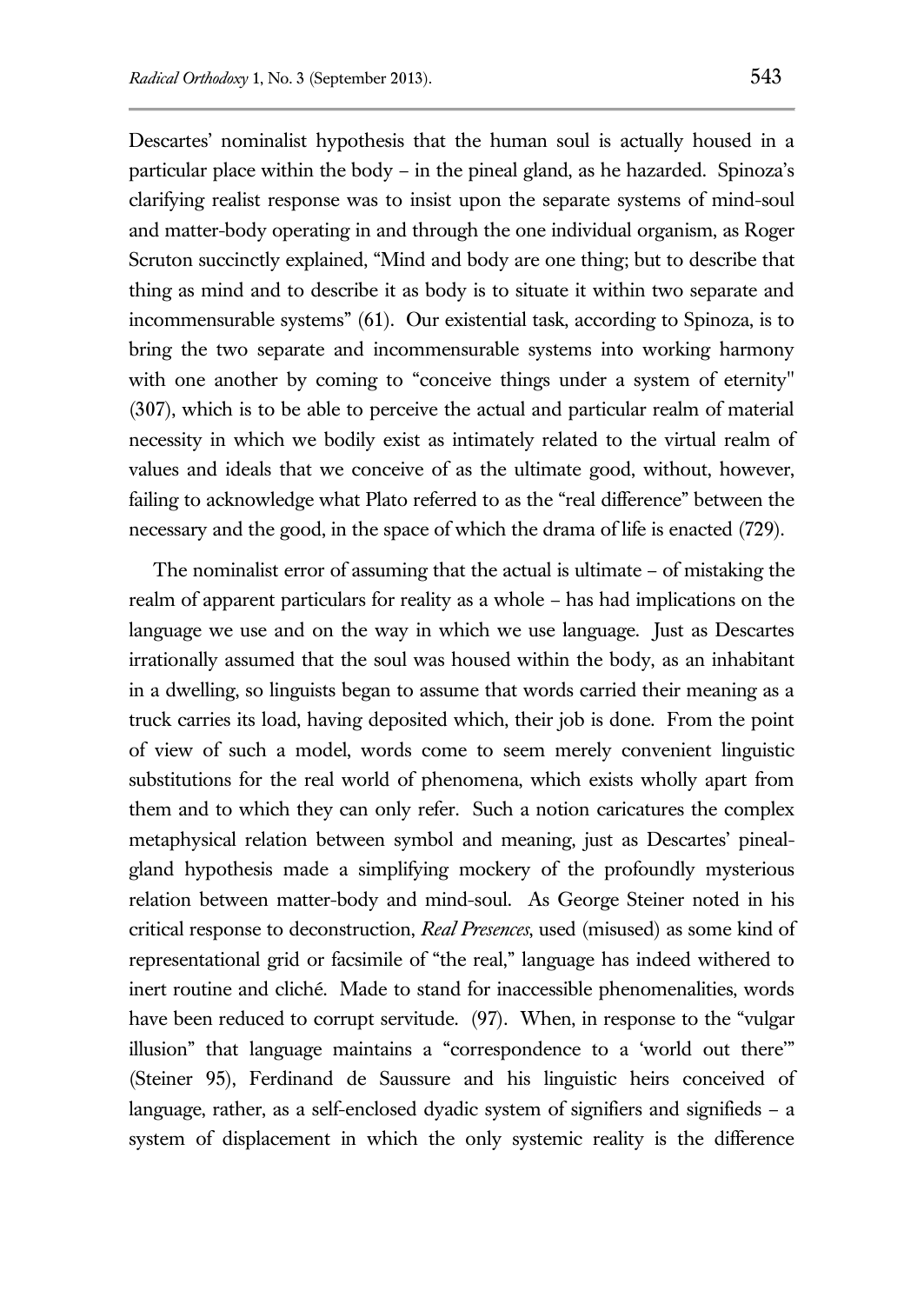Descartes' nominalist hypothesis that the human soul is actually housed in a particular place within the body – in the pineal gland, as he hazarded. Spinoza's clarifying realist response was to insist upon the separate systems of mind-soul and matter-body operating in and through the one individual organism, as Roger Scruton succinctly explained, "Mind and body are one thing; but to describe that thing as mind and to describe it as body is to situate it within two separate and incommensurable systems" (61). Our existential task, according to Spinoza, is to bring the two separate and incommensurable systems into working harmony with one another by coming to "conceive things under a system of eternity" (307), which is to be able to perceive the actual and particular realm of material necessity in which we bodily exist as intimately related to the virtual realm of values and ideals that we conceive of as the ultimate good, without, however, failing to acknowledge what Plato referred to as the "real difference" between the necessary and the good, in the space of which the drama of life is enacted (729).

The nominalist error of assuming that the actual is ultimate – of mistaking the realm of apparent particulars for reality as a whole – has had implications on the language we use and on the way in which we use language. Just as Descartes irrationally assumed that the soul was housed within the body, as an inhabitant in a dwelling, so linguists began to assume that words carried their meaning as a truck carries its load, having deposited which, their job is done. From the point of view of such a model, words come to seem merely convenient linguistic substitutions for the real world of phenomena, which exists wholly apart from them and to which they can only refer. Such a notion caricatures the complex metaphysical relation between symbol and meaning, just as Descartes' pineal-gland hypothesis made a simplifying mockery of the profoundly mysterious relation between matter-body and mind-soul. As George Steiner noted in his critical response to deconstruction, *Real Presences*, used (misused) as some kind of representational grid or facsimile of "the real," language has indeed withered to inert routine and cliché. Made to stand for inaccessible phenomenalities, words have been reduced to corrupt servitude. (97). When, in response to the "vulgar illusion" that language maintains a "correspondence to a 'world out there'" (Steiner 95), Ferdinand de Saussure and his linguistic heirs conceived of language, rather, as a self-enclosed dyadic system of signifiers and signifieds – a system of displacement in which the only systemic reality is the difference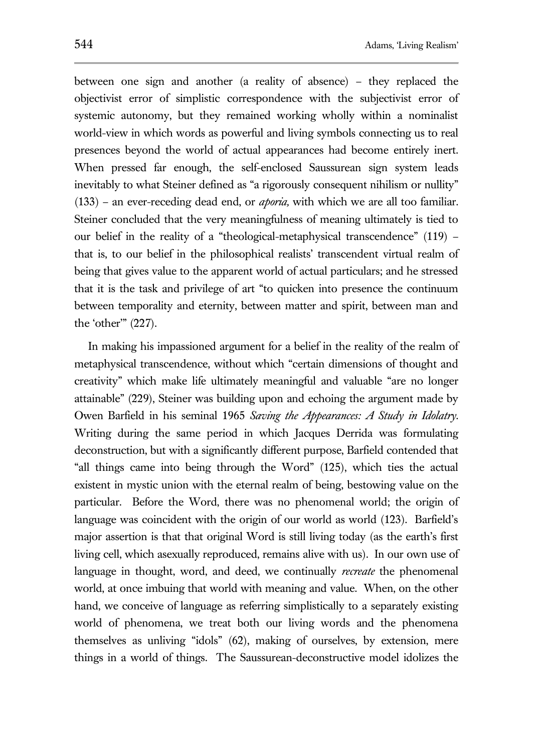between one sign and another (a reality of absence) – they replaced the objectivist error of simplistic correspondence with the subjectivist error of systemic autonomy, but they remained working wholly within a nominalist world-view in which words as powerful and living symbols connecting us to real presences beyond the world of actual appearances had become entirely inert. When pressed far enough, the self-enclosed Saussurean sign system leads inevitably to what Steiner defined as "a rigorously consequent nihilism or nullity" (133) – an ever-receding dead end, or *aporia,* with which we are all too familiar. Steiner concluded that the very meaningfulness of meaning ultimately is tied to our belief in the reality of a "theological-metaphysical transcendence" (119) – that is, to our belief in the philosophical realists' transcendent virtual realm of being that gives value to the apparent world of actual particulars; and he stressed that it is the task and privilege of art "to quicken into presence the continuum between temporality and eternity, between matter and spirit, between man and the 'other'" (227).

In making his impassioned argument for a belief in the reality of the realm of metaphysical transcendence, without which "certain dimensions of thought and creativity" which make life ultimately meaningful and valuable "are no longer attainable" (229), Steiner was building upon and echoing the argument made by Owen Barfield in his seminal 1965 *Saving the Appearances: A Study in Idolatry*. Writing during the same period in which Jacques Derrida was formulating deconstruction, but with a significantly different purpose, Barfield contended that "all things came into being through the Word" (125), which ties the actual existent in mystic union with the eternal realm of being, bestowing value on the particular. Before the Word, there was no phenomenal world; the origin of language was coincident with the origin of our world as world (123). Barfield's major assertion is that that original Word is still living today (as the earth's first living cell, which asexually reproduced, remains alive with us). In our own use of language in thought, word, and deed, we continually *recreate* the phenomenal world, at once imbuing that world with meaning and value. When, on the other hand, we conceive of language as referring simplistically to a separately existing world of phenomena, we treat both our living words and the phenomena themselves as unliving "idols" (62), making of ourselves, by extension, mere things in a world of things. The Saussurean-deconstructive model idolizes the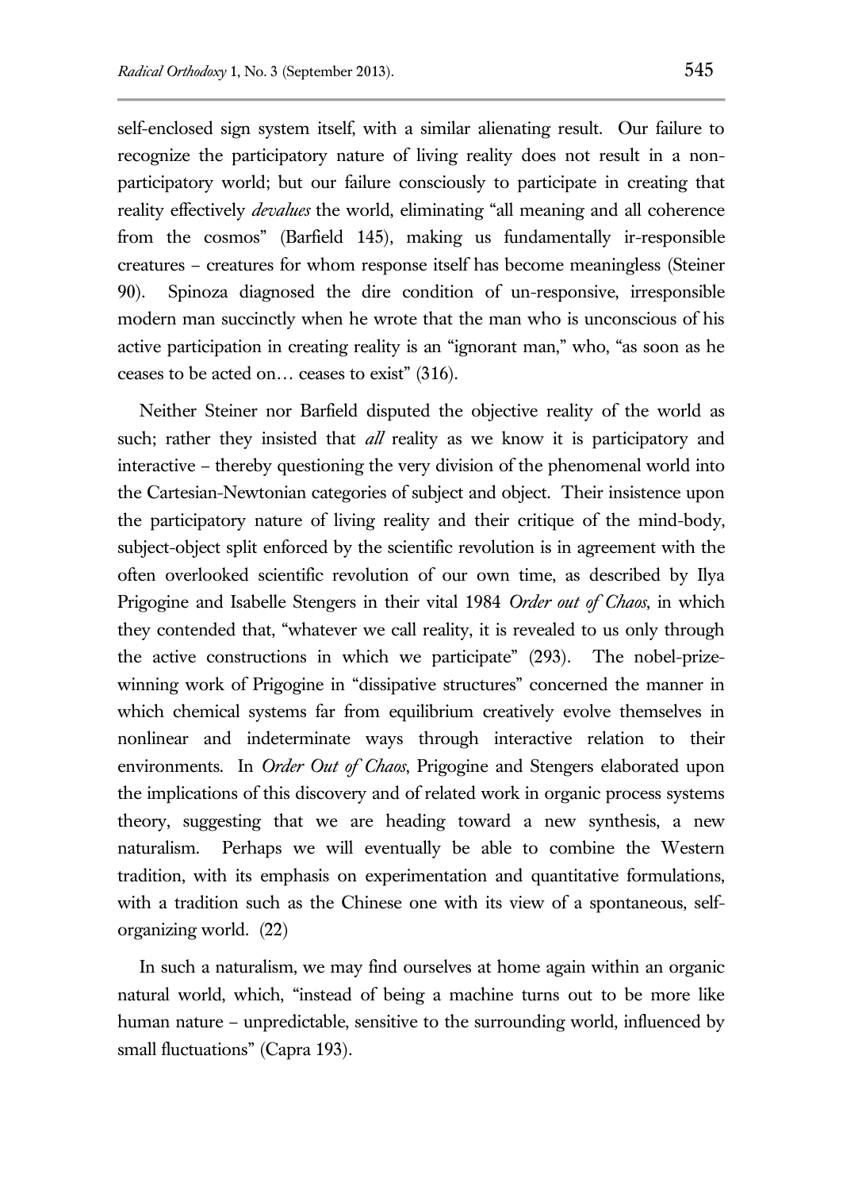self-enclosed sign system itself, with a similar alienating result. Our failure to recognize the participatory nature of living reality does not result in a non-participatory world; but our failure consciously to participate in creating that reality effectively *devalues* the world, eliminating "all meaning and all coherence from the cosmos" (Barfield 145), making us fundamentally ir-responsible creatures – creatures for whom response itself has become meaningless (Steiner 90). Spinoza diagnosed the dire condition of un-responsive, irresponsible modern man succinctly when he wrote that the man who is unconscious of his active participation in creating reality is an "ignorant man," who, "as soon as he ceases to be acted on… ceases to exist" (316).

Neither Steiner nor Barfield disputed the objective reality of the world as such; rather they insisted that *all* reality as we know it is participatory and interactive – thereby questioning the very division of the phenomenal world into the Cartesian-Newtonian categories of subject and object. Their insistence upon the participatory nature of living reality and their critique of the mind-body, subject-object split enforced by the scientific revolution is in agreement with the often overlooked scientific revolution of our own time, as described by Ilya Prigogine and Isabelle Stengers in their vital 1984 *Order out of Chaos*, in which they contended that, "whatever we call reality, it is revealed to us only through the active constructions in which we participate" (293). The nobel-prize-winning work of Prigogine in "dissipative structures" concerned the manner in which chemical systems far from equilibrium creatively evolve themselves in nonlinear and indeterminate ways through interactive relation to their environments. In *Order Out of Chaos*, Prigogine and Stengers elaborated upon the implications of this discovery and of related work in organic process systems theory, suggesting that we are heading toward a new synthesis, a new naturalism. Perhaps we will eventually be able to combine the Western tradition, with its emphasis on experimentation and quantitative formulations, with a tradition such as the Chinese one with its view of a spontaneous, self-organizing world. (22)

In such a naturalism, we may find ourselves at home again within an organic natural world, which, "instead of being a machine turns out to be more like human nature – unpredictable, sensitive to the surrounding world, influenced by small fluctuations" (Capra 193).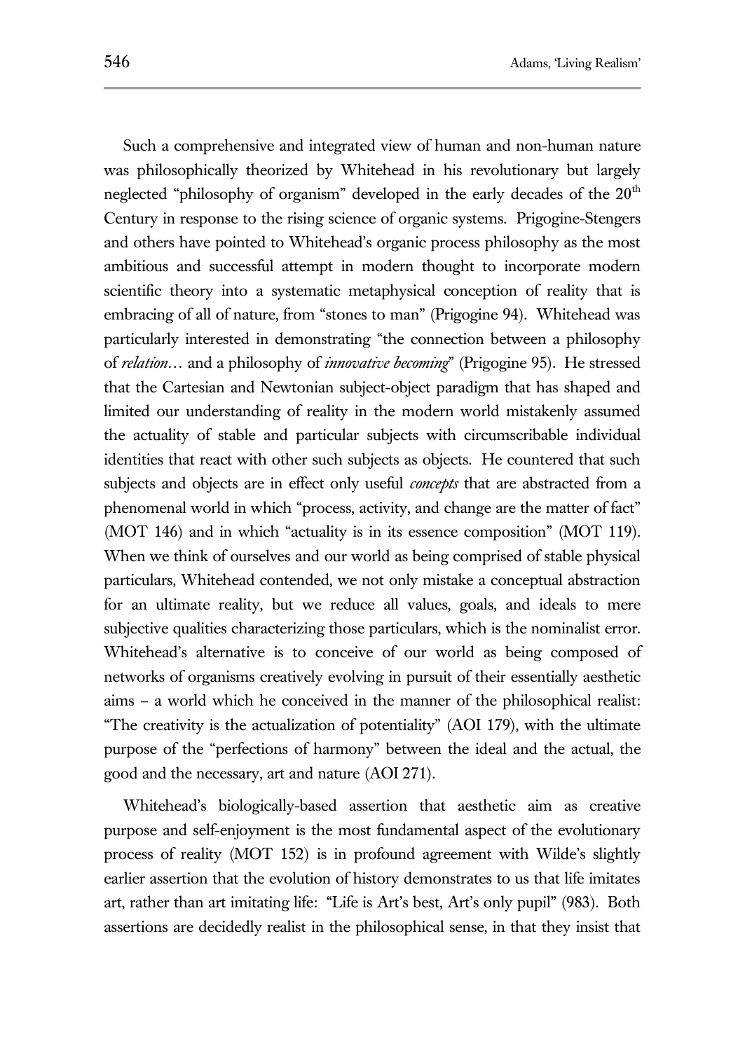Such a comprehensive and integrated view of human and non-human nature was philosophically theorized by Whitehead in his revolutionary but largely neglected "philosophy of organism" developed in the early decades of the 20th Century in response to the rising science of organic systems. Prigogine-Stengers and others have pointed to Whitehead's organic process philosophy as the most ambitious and successful attempt in modern thought to incorporate modern scientific theory into a systematic metaphysical conception of reality that is embracing of all of nature, from "stones to man" (Prigogine 94). Whitehead was particularly interested in demonstrating "the connection between a philosophy of *relation*… and a philosophy of *innovative becoming*" (Prigogine 95). He stressed that the Cartesian and Newtonian subject-object paradigm that has shaped and limited our understanding of reality in the modern world mistakenly assumed the actuality of stable and particular subjects with circumscribable individual identities that react with other such subjects as objects. He countered that such subjects and objects are in effect only useful *concepts* that are abstracted from a phenomenal world in which "process, activity, and change are the matter of fact" (MOT 146) and in which "actuality is in its essence composition" (MOT 119). When we think of ourselves and our world as being comprised of stable physical particulars, Whitehead contended, we not only mistake a conceptual abstraction for an ultimate reality, but we reduce all values, goals, and ideals to mere subjective qualities characterizing those particulars, which is the nominalist error. Whitehead's alternative is to conceive of our world as being composed of networks of organisms creatively evolving in pursuit of their essentially aesthetic aims – a world which he conceived in the manner of the philosophical realist: "The creativity is the actualization of potentiality" (AOI 179), with the ultimate purpose of the "perfections of harmony" between the ideal and the actual, the good and the necessary, art and nature (AOI 271).

Whitehead's biologically-based assertion that aesthetic aim as creative purpose and self-enjoyment is the most fundamental aspect of the evolutionary process of reality (MOT 152) is in profound agreement with Wilde's slightly earlier assertion that the evolution of history demonstrates to us that life imitates art, rather than art imitating life: "Life is Art's best, Art's only pupil" (983). Both assertions are decidedly realist in the philosophical sense, in that they insist that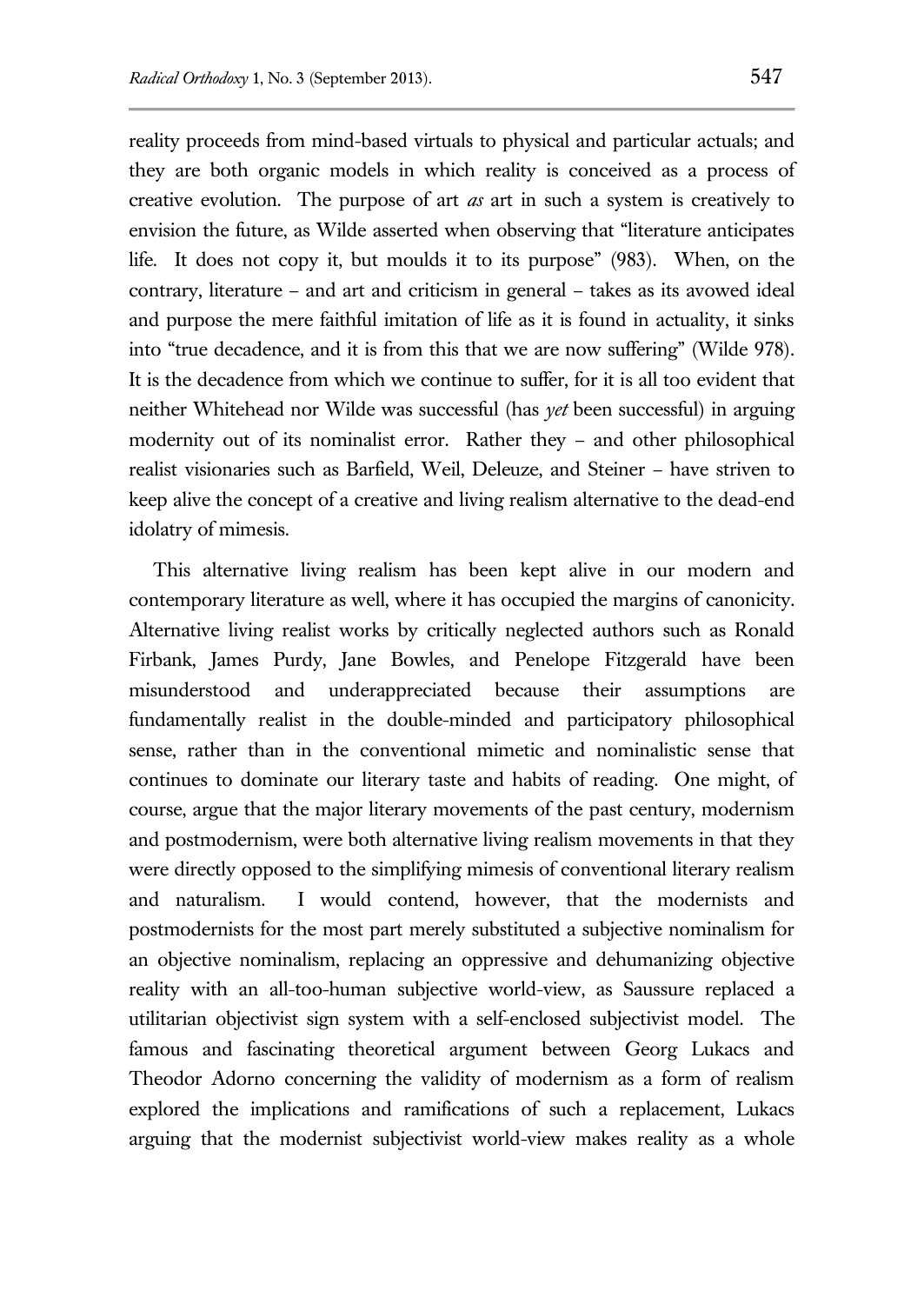reality proceeds from mind-based virtuals to physical and particular actuals; and they are both organic models in which reality is conceived as a process of creative evolution. The purpose of art *as* art in such a system is creatively to envision the future, as Wilde asserted when observing that "literature anticipates life. It does not copy it, but moulds it to its purpose" (983). When, on the contrary, literature – and art and criticism in general – takes as its avowed ideal and purpose the mere faithful imitation of life as it is found in actuality, it sinks into "true decadence, and it is from this that we are now suffering" (Wilde 978). It is the decadence from which we continue to suffer, for it is all too evident that neither Whitehead nor Wilde was successful (has *yet* been successful) in arguing modernity out of its nominalist error. Rather they – and other philosophical realist visionaries such as Barfield, Weil, Deleuze, and Steiner – have striven to keep alive the concept of a creative and living realism alternative to the dead-end idolatry of mimesis.

This alternative living realism has been kept alive in our modern and contemporary literature as well, where it has occupied the margins of canonicity. Alternative living realist works by critically neglected authors such as Ronald Firbank, James Purdy, Jane Bowles, and Penelope Fitzgerald have been misunderstood and underappreciated because their assumptions are fundamentally realist in the double-minded and participatory philosophical sense, rather than in the conventional mimetic and nominalistic sense that continues to dominate our literary taste and habits of reading. One might, of course, argue that the major literary movements of the past century, modernism and postmodernism, were both alternative living realism movements in that they were directly opposed to the simplifying mimesis of conventional literary realism and naturalism. I would contend, however, that the modernists and postmodernists for the most part merely substituted a subjective nominalism for an objective nominalism, replacing an oppressive and dehumanizing objective reality with an all-too-human subjective world-view, as Saussure replaced a utilitarian objectivist sign system with a self-enclosed subjectivist model. The famous and fascinating theoretical argument between Georg Lukacs and Theodor Adorno concerning the validity of modernism as a form of realism explored the implications and ramifications of such a replacement, Lukacs arguing that the modernist subjectivist world-view makes reality as a whole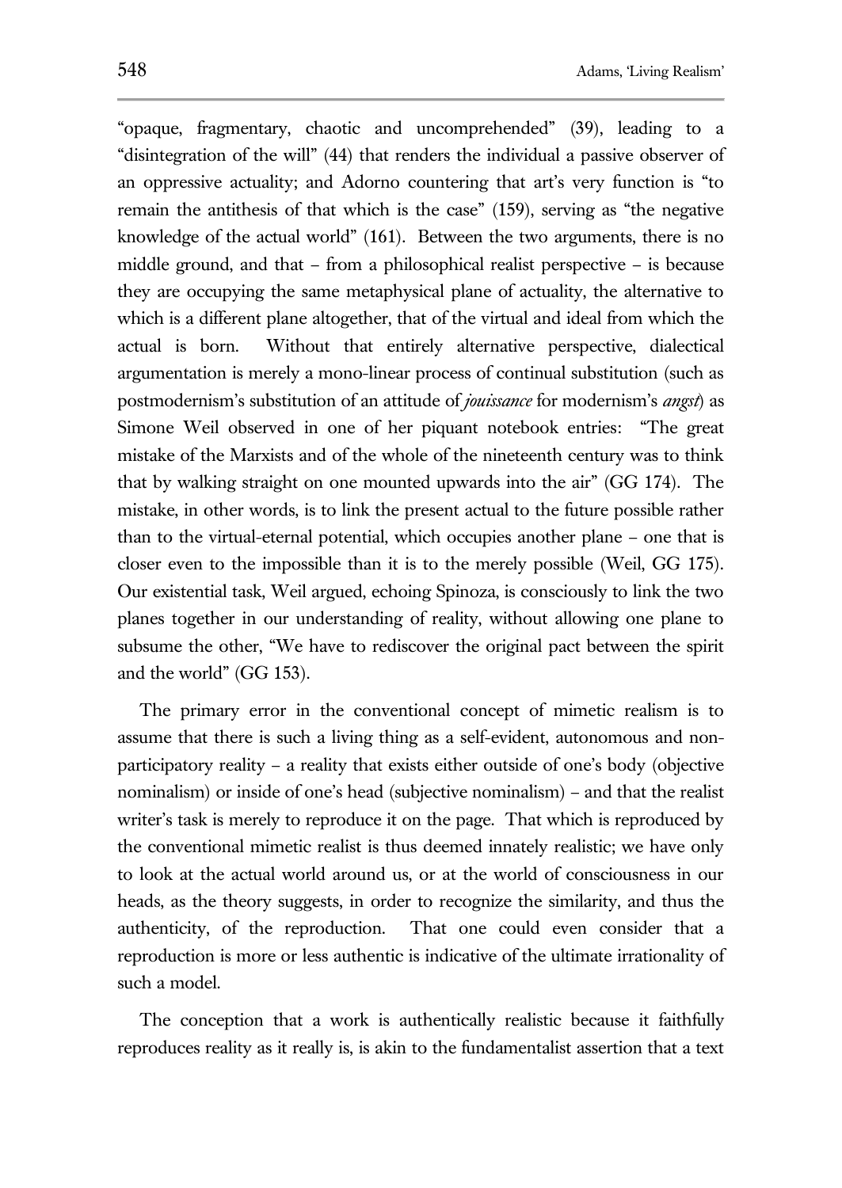"opaque, fragmentary, chaotic and uncomprehended" (39), leading to a "disintegration of the will" (44) that renders the individual a passive observer of an oppressive actuality; and Adorno countering that art's very function is "to remain the antithesis of that which is the case" (159), serving as "the negative knowledge of the actual world" (161). Between the two arguments, there is no middle ground, and that – from a philosophical realist perspective – is because they are occupying the same metaphysical plane of actuality, the alternative to which is a different plane altogether, that of the virtual and ideal from which the actual is born. Without that entirely alternative perspective, dialectical argumentation is merely a mono-linear process of continual substitution (such as postmodernism's substitution of an attitude of *jouissance* for modernism's *angst*) as Simone Weil observed in one of her piquant notebook entries: "The great mistake of the Marxists and of the whole of the nineteenth century was to think that by walking straight on one mounted upwards into the air" (GG 174). The mistake, in other words, is to link the present actual to the future possible rather than to the virtual-eternal potential, which occupies another plane – one that is closer even to the impossible than it is to the merely possible (Weil, GG 175). Our existential task, Weil argued, echoing Spinoza, is consciously to link the two planes together in our understanding of reality, without allowing one plane to subsume the other, "We have to rediscover the original pact between the spirit and the world" (GG 153).

The primary error in the conventional concept of mimetic realism is to assume that there is such a living thing as a self-evident, autonomous and non-participatory reality – a reality that exists either outside of one's body (objective nominalism) or inside of one's head (subjective nominalism) – and that the realist writer's task is merely to reproduce it on the page. That which is reproduced by the conventional mimetic realist is thus deemed innately realistic; we have only to look at the actual world around us, or at the world of consciousness in our heads, as the theory suggests, in order to recognize the similarity, and thus the authenticity, of the reproduction. That one could even consider that a reproduction is more or less authentic is indicative of the ultimate irrationality of such a model.

The conception that a work is authentically realistic because it faithfully reproduces reality as it really is, is akin to the fundamentalist assertion that a text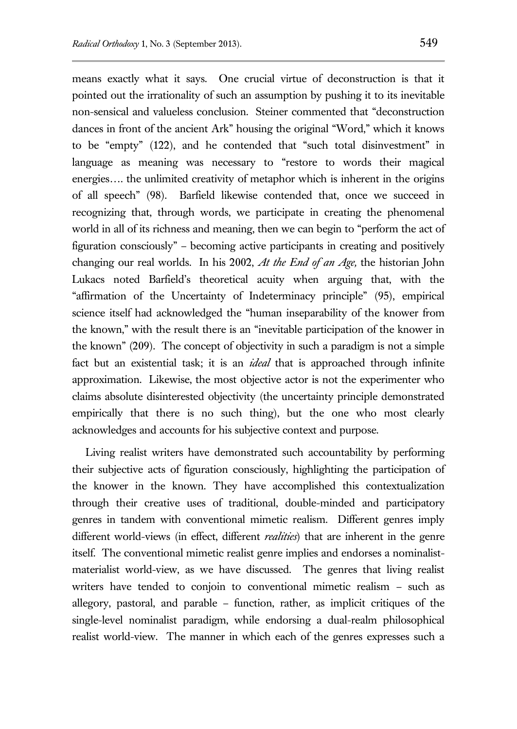means exactly what it says. One crucial virtue of deconstruction is that it pointed out the irrationality of such an assumption by pushing it to its inevitable non-sensical and valueless conclusion. Steiner commented that "deconstruction dances in front of the ancient Ark" housing the original "Word," which it knows to be "empty" (122), and he contended that "such total disinvestment" in language as meaning was necessary to "restore to words their magical energies…. the unlimited creativity of metaphor which is inherent in the origins of all speech" (98). Barfield likewise contended that, once we succeed in recognizing that, through words, we participate in creating the phenomenal world in all of its richness and meaning, then we can begin to "perform the act of figuration consciously" – becoming active participants in creating and positively changing our real worlds. In his 2002, *At the End of an Age,* the historian John Lukacs noted Barfield's theoretical acuity when arguing that, with the "affirmation of the Uncertainty of Indeterminacy principle" (95), empirical science itself had acknowledged the "human inseparability of the knower from the known," with the result there is an "inevitable participation of the knower in the known" (209). The concept of objectivity in such a paradigm is not a simple fact but an existential task; it is an *ideal* that is approached through infinite approximation. Likewise, the most objective actor is not the experimenter who claims absolute disinterested objectivity (the uncertainty principle demonstrated empirically that there is no such thing), but the one who most clearly acknowledges and accounts for his subjective context and purpose.

Living realist writers have demonstrated such accountability by performing their subjective acts of figuration consciously, highlighting the participation of the knower in the known. They have accomplished this contextualization through their creative uses of traditional, double-minded and participatory genres in tandem with conventional mimetic realism. Different genres imply different world-views (in effect, different *realities*) that are inherent in the genre itself. The conventional mimetic realist genre implies and endorses a nominalist-materialist world-view, as we have discussed. The genres that living realist writers have tended to conjoin to conventional mimetic realism – such as allegory, pastoral, and parable – function, rather, as implicit critiques of the single-level nominalist paradigm, while endorsing a dual-realm philosophical realist world-view. The manner in which each of the genres expresses such a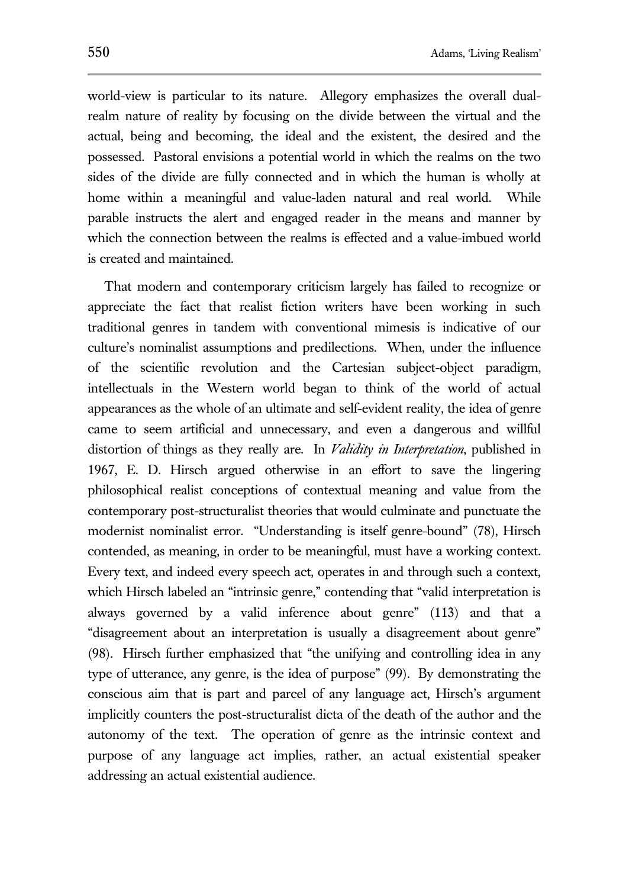world-view is particular to its nature. Allegory emphasizes the overall dual-realm nature of reality by focusing on the divide between the virtual and the actual, being and becoming, the ideal and the existent, the desired and the possessed. Pastoral envisions a potential world in which the realms on the two sides of the divide are fully connected and in which the human is wholly at home within a meaningful and value-laden natural and real world. While parable instructs the alert and engaged reader in the means and manner by which the connection between the realms is effected and a value-imbued world is created and maintained.

That modern and contemporary criticism largely has failed to recognize or appreciate the fact that realist fiction writers have been working in such traditional genres in tandem with conventional mimesis is indicative of our culture's nominalist assumptions and predilections. When, under the influence of the scientific revolution and the Cartesian subject-object paradigm, intellectuals in the Western world began to think of the world of actual appearances as the whole of an ultimate and self-evident reality, the idea of genre came to seem artificial and unnecessary, and even a dangerous and willful distortion of things as they really are. In *Validity in Interpretation*, published in 1967, E. D. Hirsch argued otherwise in an effort to save the lingering philosophical realist conceptions of contextual meaning and value from the contemporary post-structuralist theories that would culminate and punctuate the modernist nominalist error. "Understanding is itself genre-bound" (78), Hirsch contended, as meaning, in order to be meaningful, must have a working context. Every text, and indeed every speech act, operates in and through such a context, which Hirsch labeled an "intrinsic genre," contending that "valid interpretation is always governed by a valid inference about genre" (113) and that a "disagreement about an interpretation is usually a disagreement about genre" (98). Hirsch further emphasized that "the unifying and controlling idea in any type of utterance, any genre, is the idea of purpose" (99). By demonstrating the conscious aim that is part and parcel of any language act, Hirsch's argument implicitly counters the post-structuralist dicta of the death of the author and the autonomy of the text. The operation of genre as the intrinsic context and purpose of any language act implies, rather, an actual existential speaker addressing an actual existential audience.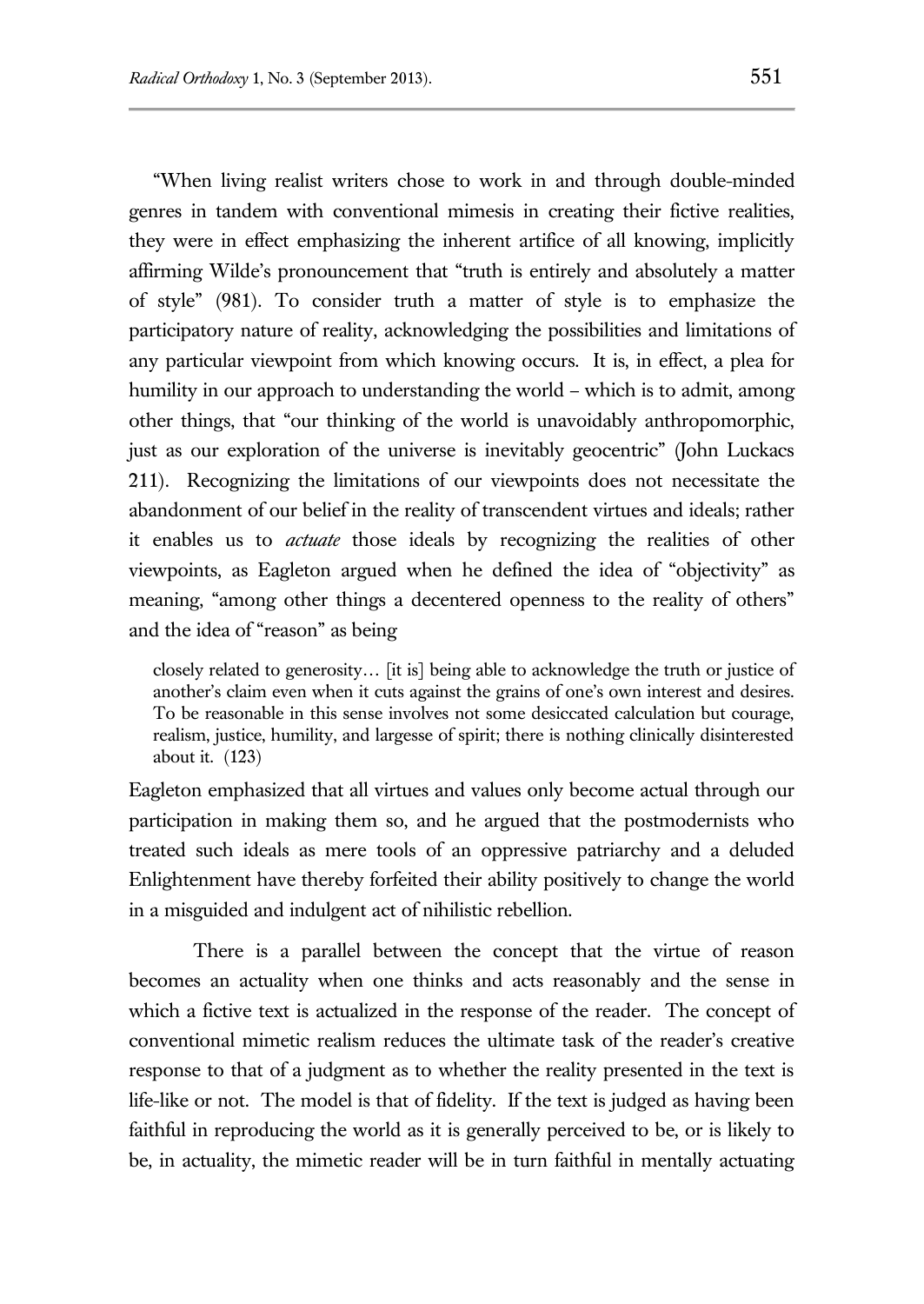"When living realist writers chose to work in and through double-minded genres in tandem with conventional mimesis in creating their fictive realities, they were in effect emphasizing the inherent artifice of all knowing, implicitly affirming Wilde's pronouncement that "truth is entirely and absolutely a matter of style" (981). To consider truth a matter of style is to emphasize the participatory nature of reality, acknowledging the possibilities and limitations of any particular viewpoint from which knowing occurs. It is, in effect, a plea for humility in our approach to understanding the world – which is to admit, among other things, that "our thinking of the world is unavoidably anthropomorphic, just as our exploration of the universe is inevitably geocentric" (John Luckacs 211). Recognizing the limitations of our viewpoints does not necessitate the abandonment of our belief in the reality of transcendent virtues and ideals; rather it enables us to *actuate* those ideals by recognizing the realities of other viewpoints, as Eagleton argued when he defined the idea of "objectivity" as meaning, "among other things a decentered openness to the reality of others" and the idea of "reason" as being

> closely related to generosity… [it is] being able to acknowledge the truth or justice of another's claim even when it cuts against the grains of one's own interest and desires. To be reasonable in this sense involves not some desiccated calculation but courage, realism, justice, humility, and largesse of spirit; there is nothing clinically disinterested about it. (123)

Eagleton emphasized that all virtues and values only become actual through our participation in making them so, and he argued that the postmodernists who treated such ideals as mere tools of an oppressive patriarchy and a deluded Enlightenment have thereby forfeited their ability positively to change the world in a misguided and indulgent act of nihilistic rebellion.

There is a parallel between the concept that the virtue of reason becomes an actuality when one thinks and acts reasonably and the sense in which a fictive text is actualized in the response of the reader. The concept of conventional mimetic realism reduces the ultimate task of the reader's creative response to that of a judgment as to whether the reality presented in the text is life-like or not. The model is that of fidelity. If the text is judged as having been faithful in reproducing the world as it is generally perceived to be, or is likely to be, in actuality, the mimetic reader will be in turn faithful in mentally actuating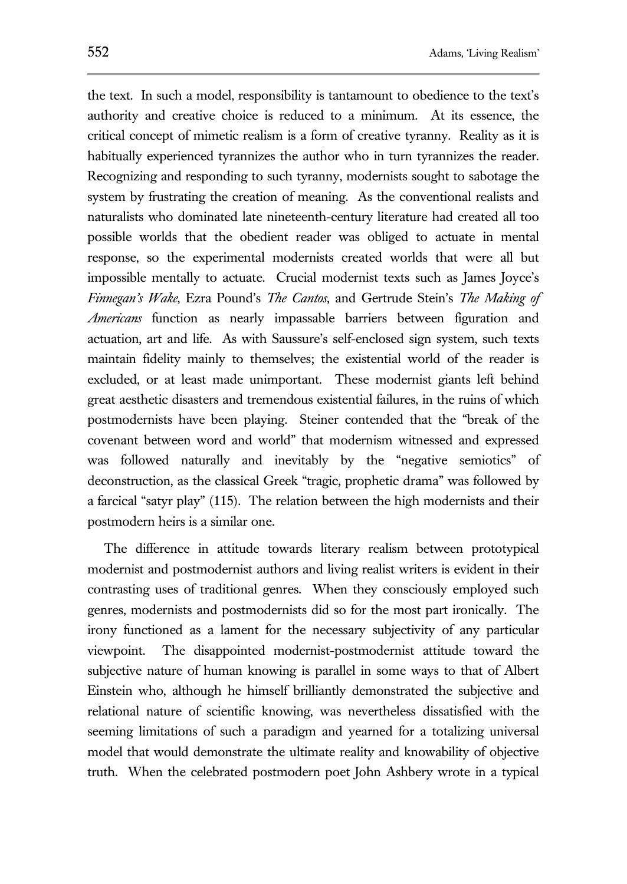the text. In such a model, responsibility is tantamount to obedience to the text's authority and creative choice is reduced to a minimum. At its essence, the critical concept of mimetic realism is a form of creative tyranny. Reality as it is habitually experienced tyrannizes the author who in turn tyrannizes the reader. Recognizing and responding to such tyranny, modernists sought to sabotage the system by frustrating the creation of meaning. As the conventional realists and naturalists who dominated late nineteenth-century literature had created all too possible worlds that the obedient reader was obliged to actuate in mental response, so the experimental modernists created worlds that were all but impossible mentally to actuate. Crucial modernist texts such as James Joyce's *Finnegan's Wake*, Ezra Pound's *The Cantos*, and Gertrude Stein's *The Making of Americans* function as nearly impassable barriers between figuration and actuation, art and life. As with Saussure's self-enclosed sign system, such texts maintain fidelity mainly to themselves; the existential world of the reader is excluded, or at least made unimportant. These modernist giants left behind great aesthetic disasters and tremendous existential failures, in the ruins of which postmodernists have been playing. Steiner contended that the "break of the covenant between word and world" that modernism witnessed and expressed was followed naturally and inevitably by the "negative semiotics" of deconstruction, as the classical Greek "tragic, prophetic drama" was followed by a farcical "satyr play" (115). The relation between the high modernists and their postmodern heirs is a similar one.

The difference in attitude towards literary realism between prototypical modernist and postmodernist authors and living realist writers is evident in their contrasting uses of traditional genres. When they consciously employed such genres, modernists and postmodernists did so for the most part ironically. The irony functioned as a lament for the necessary subjectivity of any particular viewpoint. The disappointed modernist-postmodernist attitude toward the subjective nature of human knowing is parallel in some ways to that of Albert Einstein who, although he himself brilliantly demonstrated the subjective and relational nature of scientific knowing, was nevertheless dissatisfied with the seeming limitations of such a paradigm and yearned for a totalizing universal model that would demonstrate the ultimate reality and knowability of objective truth. When the celebrated postmodern poet John Ashbery wrote in a typical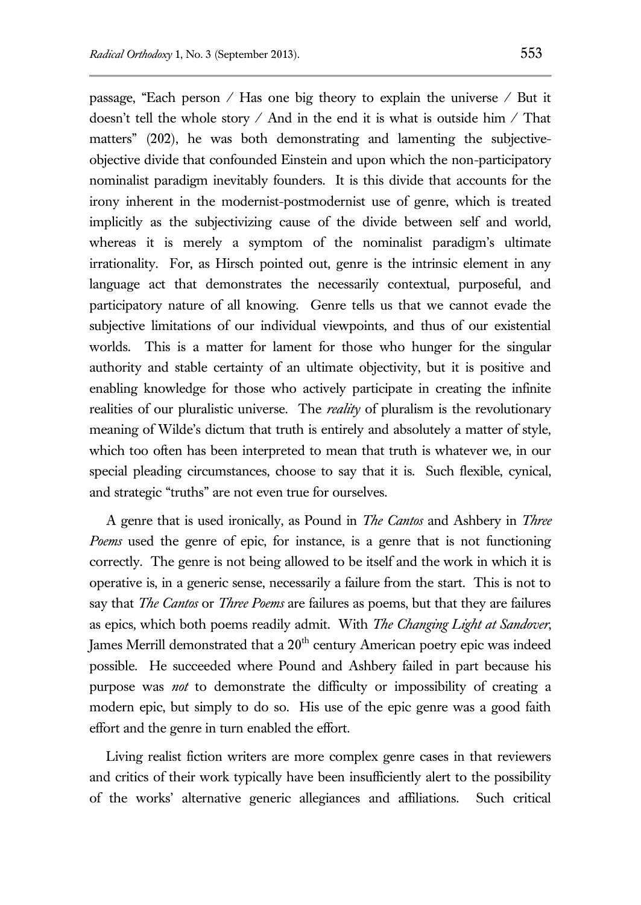passage, "Each person / Has one big theory to explain the universe / But it doesn't tell the whole story / And in the end it is what is outside him / That matters" (202), he was both demonstrating and lamenting the subjective-objective divide that confounded Einstein and upon which the non-participatory nominalist paradigm inevitably founders. It is this divide that accounts for the irony inherent in the modernist-postmodernist use of genre, which is treated implicitly as the subjectivizing cause of the divide between self and world, whereas it is merely a symptom of the nominalist paradigm's ultimate irrationality. For, as Hirsch pointed out, genre is the intrinsic element in any language act that demonstrates the necessarily contextual, purposeful, and participatory nature of all knowing. Genre tells us that we cannot evade the subjective limitations of our individual viewpoints, and thus of our existential worlds. This is a matter for lament for those who hunger for the singular authority and stable certainty of an ultimate objectivity, but it is positive and enabling knowledge for those who actively participate in creating the infinite realities of our pluralistic universe. The *reality* of pluralism is the revolutionary meaning of Wilde's dictum that truth is entirely and absolutely a matter of style, which too often has been interpreted to mean that truth is whatever we, in our special pleading circumstances, choose to say that it is. Such flexible, cynical, and strategic "truths" are not even true for ourselves.

A genre that is used ironically, as Pound in *The Cantos* and Ashbery in *Three Poems* used the genre of epic, for instance, is a genre that is not functioning correctly. The genre is not being allowed to be itself and the work in which it is operative is, in a generic sense, necessarily a failure from the start. This is not to say that *The Cantos* or *Three Poems* are failures as poems, but that they are failures as epics, which both poems readily admit. With *The Changing Light at Sandover*, James Merrill demonstrated that a 20th century American poetry epic was indeed possible. He succeeded where Pound and Ashbery failed in part because his purpose was *not* to demonstrate the difficulty or impossibility of creating a modern epic, but simply to do so. His use of the epic genre was a good faith effort and the genre in turn enabled the effort.

Living realist fiction writers are more complex genre cases in that reviewers and critics of their work typically have been insufficiently alert to the possibility of the works' alternative generic allegiances and affiliations. Such critical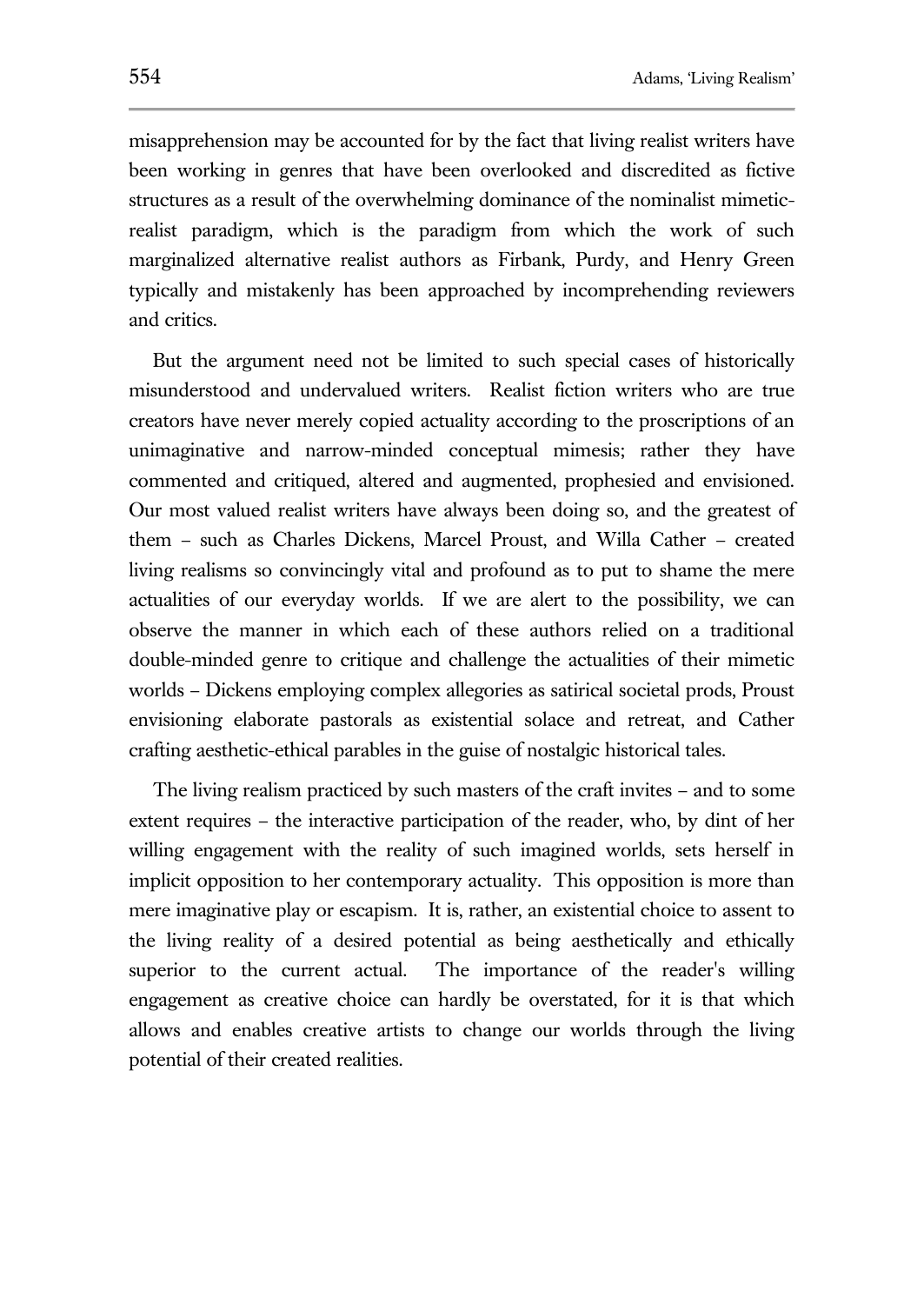misapprehension may be accounted for by the fact that living realist writers have been working in genres that have been overlooked and discredited as fictive structures as a result of the overwhelming dominance of the nominalist mimetic-realist paradigm, which is the paradigm from which the work of such marginalized alternative realist authors as Firbank, Purdy, and Henry Green typically and mistakenly has been approached by incomprehending reviewers and critics.

But the argument need not be limited to such special cases of historically misunderstood and undervalued writers. Realist fiction writers who are true creators have never merely copied actuality according to the proscriptions of an unimaginative and narrow-minded conceptual mimesis; rather they have commented and critiqued, altered and augmented, prophesied and envisioned. Our most valued realist writers have always been doing so, and the greatest of them – such as Charles Dickens, Marcel Proust, and Willa Cather – created living realisms so convincingly vital and profound as to put to shame the mere actualities of our everyday worlds. If we are alert to the possibility, we can observe the manner in which each of these authors relied on a traditional double-minded genre to critique and challenge the actualities of their mimetic worlds – Dickens employing complex allegories as satirical societal prods, Proust envisioning elaborate pastorals as existential solace and retreat, and Cather crafting aesthetic-ethical parables in the guise of nostalgic historical tales.

The living realism practiced by such masters of the craft invites – and to some extent requires – the interactive participation of the reader, who, by dint of her willing engagement with the reality of such imagined worlds, sets herself in implicit opposition to her contemporary actuality. This opposition is more than mere imaginative play or escapism. It is, rather, an existential choice to assent to the living reality of a desired potential as being aesthetically and ethically superior to the current actual. The importance of the reader's willing engagement as creative choice can hardly be overstated, for it is that which allows and enables creative artists to change our worlds through the living potential of their created realities.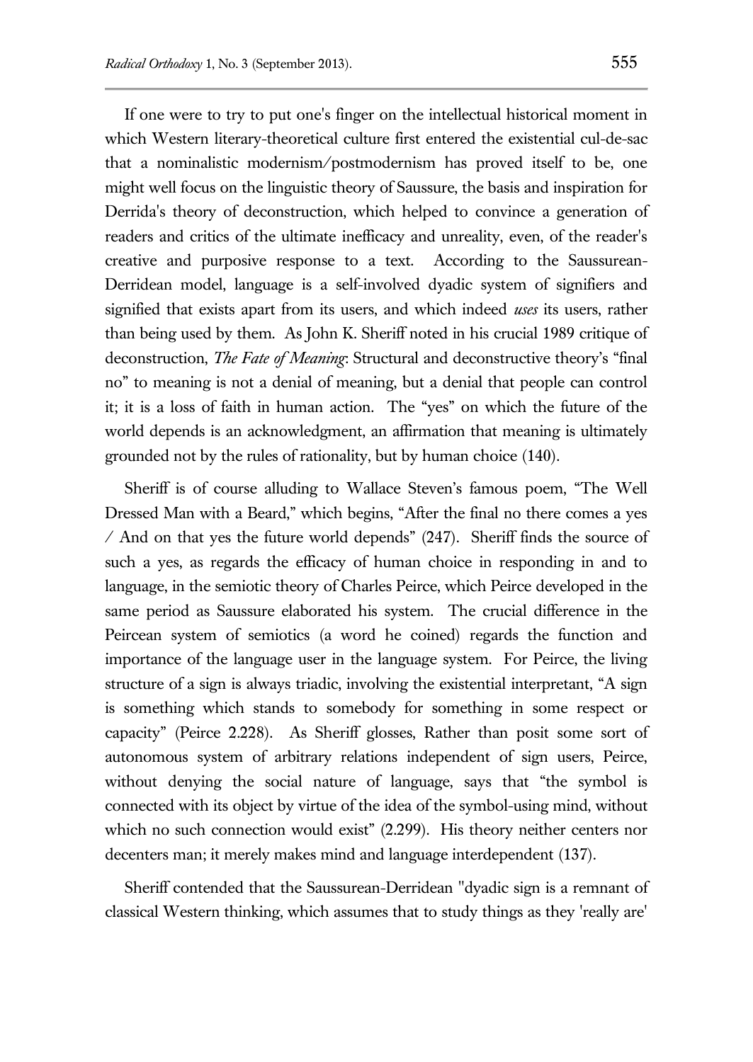If one were to try to put one's finger on the intellectual historical moment in which Western literary-theoretical culture first entered the existential cul-de-sac that a nominalistic modernism/postmodernism has proved itself to be, one might well focus on the linguistic theory of Saussure, the basis and inspiration for Derrida's theory of deconstruction, which helped to convince a generation of readers and critics of the ultimate inefficacy and unreality, even, of the reader's creative and purposive response to a text. According to the Saussurean-Derridean model, language is a self-involved dyadic system of signifiers and signified that exists apart from its users, and which indeed *uses* its users, rather than being used by them. As John K. Sheriff noted in his crucial 1989 critique of deconstruction, *The Fate of Meaning*: Structural and deconstructive theory's "final no" to meaning is not a denial of meaning, but a denial that people can control it; it is a loss of faith in human action. The "yes" on which the future of the world depends is an acknowledgment, an affirmation that meaning is ultimately grounded not by the rules of rationality, but by human choice (140).

Sheriff is of course alluding to Wallace Steven's famous poem, "The Well Dressed Man with a Beard," which begins, "After the final no there comes a yes / And on that yes the future world depends" (247). Sheriff finds the source of such a yes, as regards the efficacy of human choice in responding in and to language, in the semiotic theory of Charles Peirce, which Peirce developed in the same period as Saussure elaborated his system. The crucial difference in the Peircean system of semiotics (a word he coined) regards the function and importance of the language user in the language system. For Peirce, the living structure of a sign is always triadic, involving the existential interpretant, "A sign is something which stands to somebody for something in some respect or capacity" (Peirce 2.228). As Sheriff glosses, Rather than posit some sort of autonomous system of arbitrary relations independent of sign users, Peirce, without denying the social nature of language, says that "the symbol is connected with its object by virtue of the idea of the symbol-using mind, without which no such connection would exist" (2.299). His theory neither centers nor decenters man; it merely makes mind and language interdependent (137).

Sheriff contended that the Saussurean-Derridean "dyadic sign is a remnant of classical Western thinking, which assumes that to study things as they 'really are'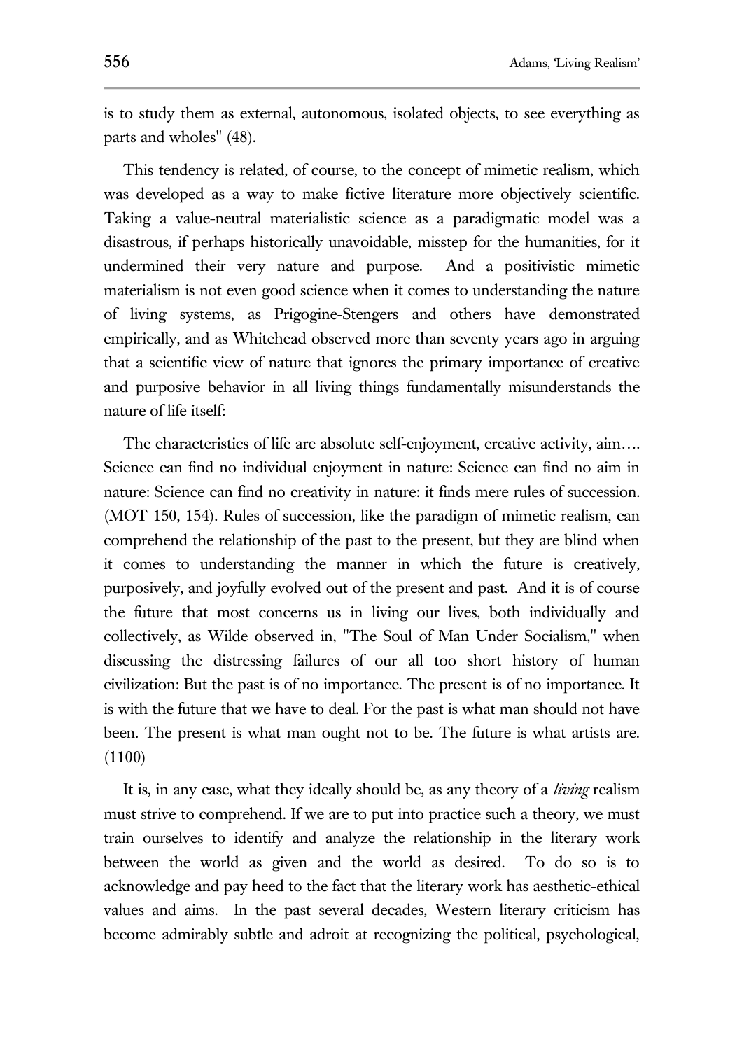is to study them as external, autonomous, isolated objects, to see everything as parts and wholes" (48).

This tendency is related, of course, to the concept of mimetic realism, which was developed as a way to make fictive literature more objectively scientific. Taking a value-neutral materialistic science as a paradigmatic model was a disastrous, if perhaps historically unavoidable, misstep for the humanities, for it undermined their very nature and purpose. And a positivistic mimetic materialism is not even good science when it comes to understanding the nature of living systems, as Prigogine-Stengers and others have demonstrated empirically, and as Whitehead observed more than seventy years ago in arguing that a scientific view of nature that ignores the primary importance of creative and purposive behavior in all living things fundamentally misunderstands the nature of life itself:

The characteristics of life are absolute self-enjoyment, creative activity, aim…. Science can find no individual enjoyment in nature: Science can find no aim in nature: Science can find no creativity in nature: it finds mere rules of succession. (MOT 150, 154). Rules of succession, like the paradigm of mimetic realism, can comprehend the relationship of the past to the present, but they are blind when it comes to understanding the manner in which the future is creatively, purposively, and joyfully evolved out of the present and past. And it is of course the future that most concerns us in living our lives, both individually and collectively, as Wilde observed in, "The Soul of Man Under Socialism," when discussing the distressing failures of our all too short history of human civilization: But the past is of no importance. The present is of no importance. It is with the future that we have to deal. For the past is what man should not have been. The present is what man ought not to be. The future is what artists are. (1100)

It is, in any case, what they ideally should be, as any theory of a *living* realism must strive to comprehend. If we are to put into practice such a theory, we must train ourselves to identify and analyze the relationship in the literary work between the world as given and the world as desired. To do so is to acknowledge and pay heed to the fact that the literary work has aesthetic-ethical values and aims. In the past several decades, Western literary criticism has become admirably subtle and adroit at recognizing the political, psychological,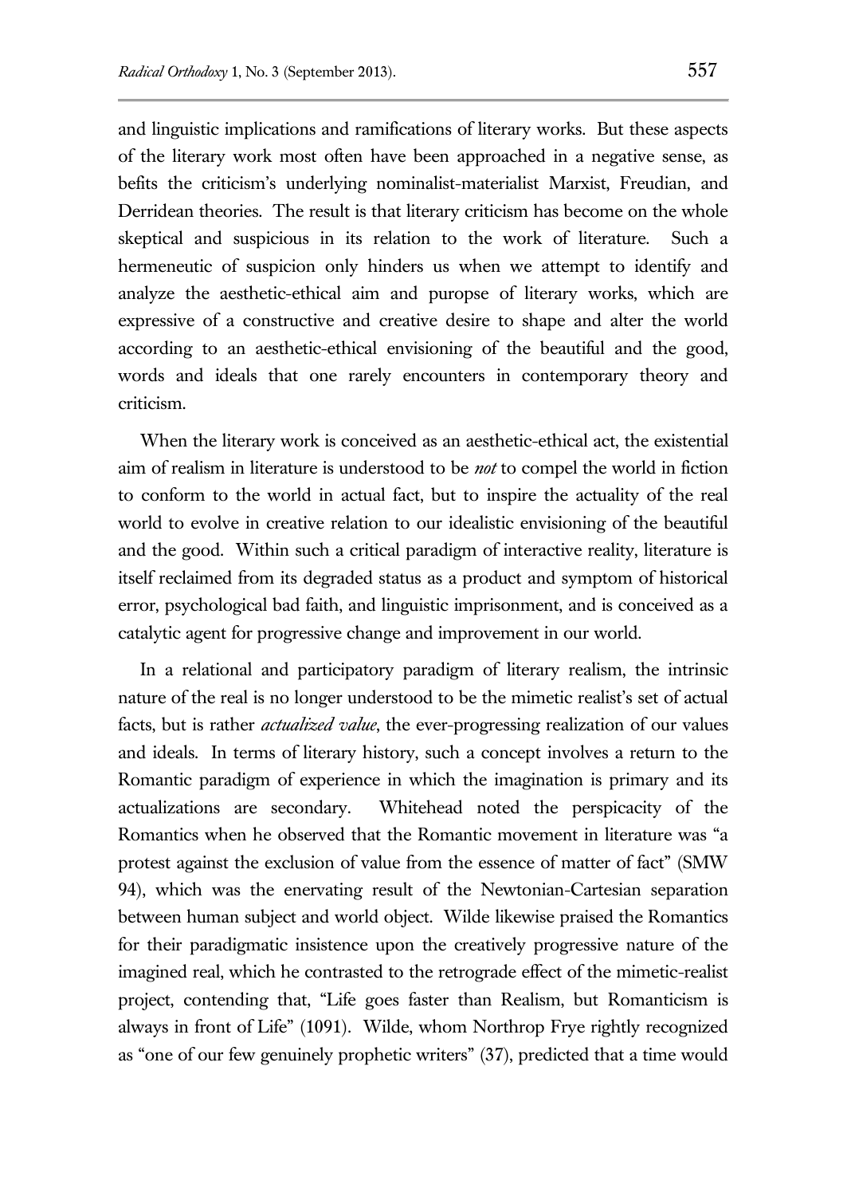and linguistic implications and ramifications of literary works. But these aspects of the literary work most often have been approached in a negative sense, as befits the criticism's underlying nominalist-materialist Marxist, Freudian, and Derridean theories. The result is that literary criticism has become on the whole skeptical and suspicious in its relation to the work of literature. Such a hermeneutic of suspicion only hinders us when we attempt to identify and analyze the aesthetic-ethical aim and puropse of literary works, which are expressive of a constructive and creative desire to shape and alter the world according to an aesthetic-ethical envisioning of the beautiful and the good, words and ideals that one rarely encounters in contemporary theory and criticism.

When the literary work is conceived as an aesthetic-ethical act, the existential aim of realism in literature is understood to be *not* to compel the world in fiction to conform to the world in actual fact, but to inspire the actuality of the real world to evolve in creative relation to our idealistic envisioning of the beautiful and the good. Within such a critical paradigm of interactive reality, literature is itself reclaimed from its degraded status as a product and symptom of historical error, psychological bad faith, and linguistic imprisonment, and is conceived as a catalytic agent for progressive change and improvement in our world.

In a relational and participatory paradigm of literary realism, the intrinsic nature of the real is no longer understood to be the mimetic realist's set of actual facts, but is rather *actualized value*, the ever-progressing realization of our values and ideals. In terms of literary history, such a concept involves a return to the Romantic paradigm of experience in which the imagination is primary and its actualizations are secondary. Whitehead noted the perspicacity of the Romantics when he observed that the Romantic movement in literature was "a protest against the exclusion of value from the essence of matter of fact" (SMW 94), which was the enervating result of the Newtonian-Cartesian separation between human subject and world object. Wilde likewise praised the Romantics for their paradigmatic insistence upon the creatively progressive nature of the imagined real, which he contrasted to the retrograde effect of the mimetic-realist project, contending that, "Life goes faster than Realism, but Romanticism is always in front of Life" (1091). Wilde, whom Northrop Frye rightly recognized as "one of our few genuinely prophetic writers" (37), predicted that a time would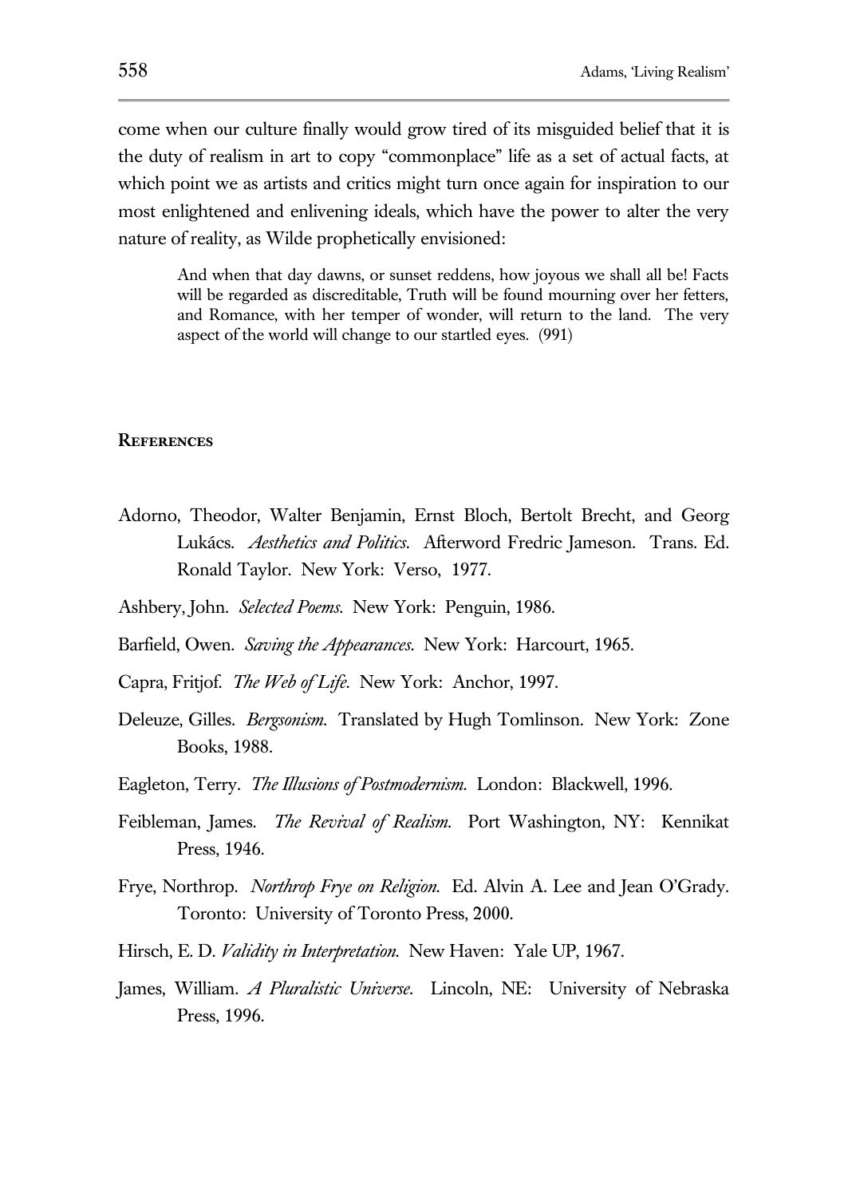come when our culture finally would grow tired of its misguided belief that it is the duty of realism in art to copy "commonplace" life as a set of actual facts, at which point we as artists and critics might turn once again for inspiration to our most enlightened and enlivening ideals, which have the power to alter the very nature of reality, as Wilde prophetically envisioned:

> And when that day dawns, or sunset reddens, how joyous we shall all be! Facts will be regarded as discreditable, Truth will be found mourning over her fetters, and Romance, with her temper of wonder, will return to the land. The very aspect of the world will change to our startled eyes. (991)

## References

Adorno, Theodor, Walter Benjamin, Ernst Bloch, Bertolt Brecht, and Georg Lukács. *Aesthetics and Politics.* Afterword Fredric Jameson. Trans. Ed. Ronald Taylor. New York: Verso, 1977.

Ashbery, John. *Selected Poems.* New York: Penguin, 1986.

Barfield, Owen. *Saving the Appearances.* New York: Harcourt, 1965.

Capra, Fritjof. *The Web of Life.* New York: Anchor, 1997.

Deleuze, Gilles. *Bergsonism.* Translated by Hugh Tomlinson. New York: Zone Books, 1988.

Eagleton, Terry. *The Illusions of Postmodernism.* London: Blackwell, 1996.

Feibleman, James. *The Revival of Realism.* Port Washington, NY: Kennikat Press, 1946.

Frye, Northrop. *Northrop Frye on Religion.* Ed. Alvin A. Lee and Jean O'Grady. Toronto: University of Toronto Press, 2000.

Hirsch, E. D. *Validity in Interpretation.* New Haven: Yale UP, 1967.

James, William. *A Pluralistic Universe.* Lincoln, NE: University of Nebraska Press, 1996.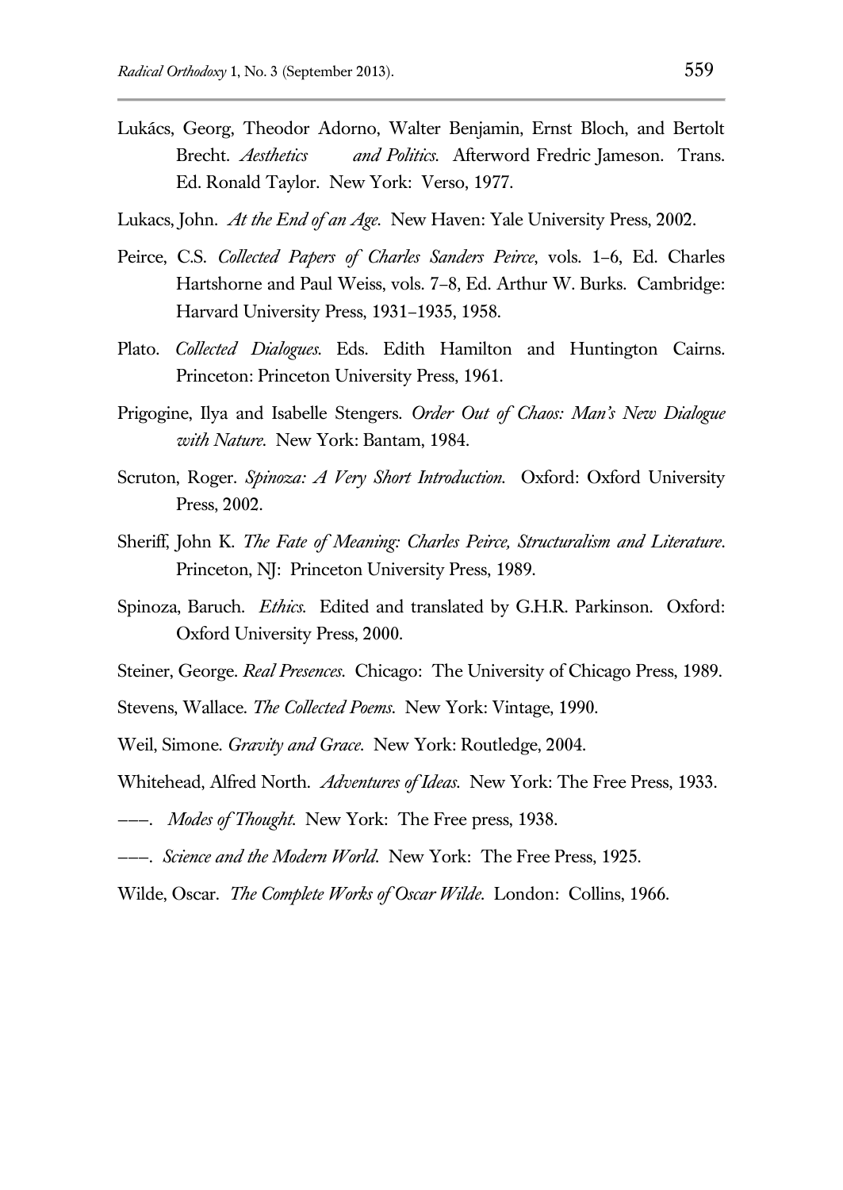Lukács, Georg, Theodor Adorno, Walter Benjamin, Ernst Bloch, and Bertolt Brecht. *Aesthetics and Politics.* Afterword Fredric Jameson. Trans. Ed. Ronald Taylor. New York: Verso, 1977.

Lukacs, John. *At the End of an Age.* New Haven: Yale University Press, 2002.

Peirce, C.S. *Collected Papers of Charles Sanders Peirce*, vols. 1–6, Ed. Charles Hartshorne and Paul Weiss, vols. 7–8, Ed. Arthur W. Burks. Cambridge: Harvard University Press, 1931–1935, 1958.

Plato. *Collected Dialogues.* Eds. Edith Hamilton and Huntington Cairns. Princeton: Princeton University Press, 1961.

Prigogine, Ilya and Isabelle Stengers. *Order Out of Chaos: Man's New Dialogue with Nature.* New York: Bantam, 1984.

Scruton, Roger. *Spinoza: A Very Short Introduction.* Oxford: Oxford University Press, 2002.

Sheriff, John K. *The Fate of Meaning: Charles Peirce, Structuralism and Literature.* Princeton, NJ: Princeton University Press, 1989.

Spinoza, Baruch. *Ethics.* Edited and translated by G.H.R. Parkinson. Oxford: Oxford University Press, 2000.

Steiner, George. *Real Presences.* Chicago: The University of Chicago Press, 1989.

Stevens, Wallace. *The Collected Poems.* New York: Vintage, 1990.

Weil, Simone. *Gravity and Grace.* New York: Routledge, 2004.

Whitehead, Alfred North. *Adventures of Ideas.* New York: The Free Press, 1933.

———. *Modes of Thought.* New York: The Free press, 1938.

———. *Science and the Modern World.* New York: The Free Press, 1925.

Wilde, Oscar. *The Complete Works of Oscar Wilde.* London: Collins, 1966.